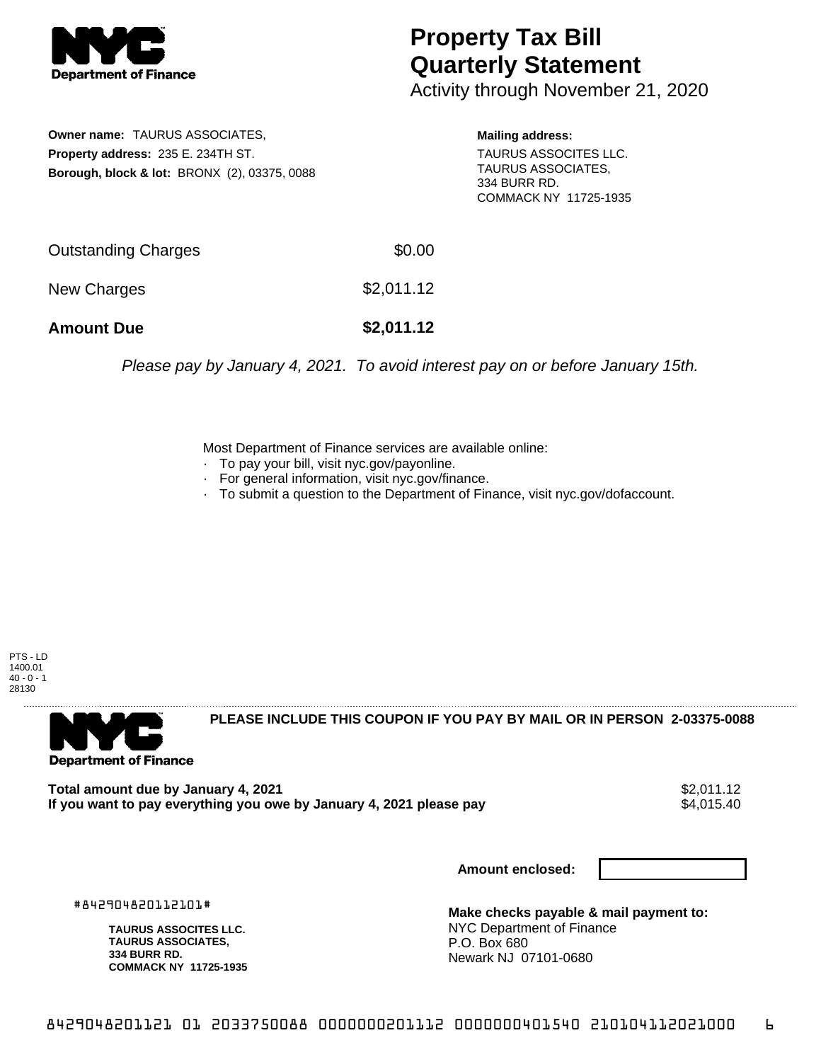# Property Tax Bill Quarterly Statement

Activity through November 21, 2020

**Owner name:** TAURUS ASSOCIATES,
**Property address:** 235 E. 234TH ST.
**Borough, block & lot:** BRONX (2), 03375, 0088

**Mailing address:**
TAURUS ASSOCITES LLC.
TAURUS ASSOCIATES,
334 BURR RD.
COMMACK NY 11725-1935

| | |
|---|---|
| Outstanding Charges | $0.00 |
| New Charges | $2,011.12 |
| **Amount Due** | **$2,011.12** |

*Please pay by January 4, 2021. To avoid interest pay on or before January 15th.*

Most Department of Finance services are available online:
- To pay your bill, visit nyc.gov/payonline.
- For general information, visit nyc.gov/finance.
- To submit a question to the Department of Finance, visit nyc.gov/dofaccount.

PTS - LD
1400.01
40 - 0 - 1
28130

**PLEASE INCLUDE THIS COUPON IF YOU PAY BY MAIL OR IN PERSON 2-03375-0088**

**Total amount due by January 4, 2021** $2,011.12
**If you want to pay everything you owe by January 4, 2021 please pay** $4,015.40

**Amount enclosed:**

#842904820112101#

**TAURUS ASSOCITES LLC.**
**TAURUS ASSOCIATES,**
**334 BURR RD.**
**COMMACK NY 11725-1935**

**Make checks payable & mail payment to:**
NYC Department of Finance
P.O. Box 680
Newark NJ 07101-0680

8429048201121 01 2033750088 0000000201112 0000000401540 210104112021000 6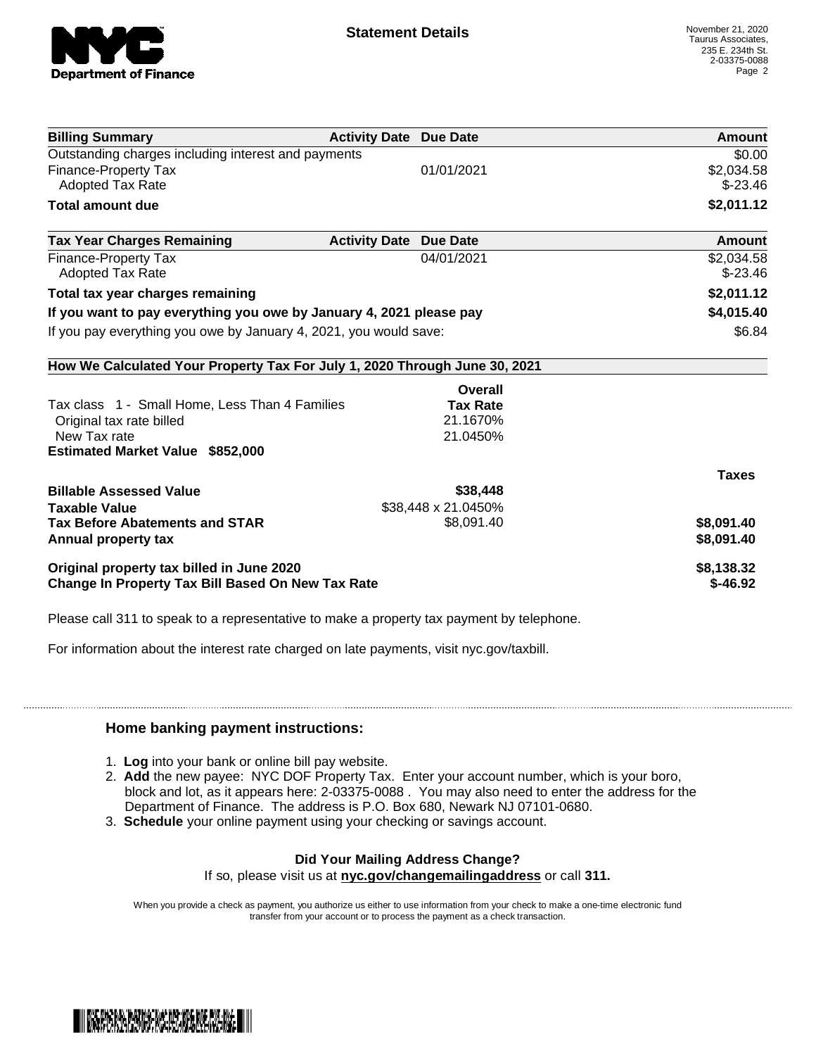**Statement Details**

November 21, 2020
Taurus Associates,
235 E. 234th St.
2-03375-0088

| Billing Summary | Activity Date | Due Date | Amount |
|---|---|---|---|
| Outstanding charges including interest and payments | | | $0.00 |
| Finance-Property Tax | | 01/01/2021 | $2,034.58 |
| Adopted Tax Rate | | | $-23.46 |
| **Total amount due** | | | **$2,011.12** |

| Tax Year Charges Remaining | Activity Date | Due Date | Amount |
|---|---|---|---|
| Finance-Property Tax | | 04/01/2021 | $2,034.58 |
| Adopted Tax Rate | | | $-23.46 |
| **Total tax year charges remaining** | | | **$2,011.12** |
| **If you want to pay everything you owe by January 4, 2021 please pay** | | | **$4,015.40** |
| If you pay everything you owe by January 4, 2021, you would save: | | | $6.84 |

**How We Calculated Your Property Tax For July 1, 2020 Through June 30, 2021**

| | Overall Tax Rate | Taxes |
|---|---|---|
| Tax class 1 - Small Home, Less Than 4 Families | | |
| Original tax rate billed | 21.1670% | |
| New Tax rate | 21.0450% | |
| **Estimated Market Value $852,000** | | |
| **Billable Assessed Value** | **$38,448** | |
| **Taxable Value** | $38,448 x 21.0450% | |
| **Tax Before Abatements and STAR** | $8,091.40 | **$8,091.40** |
| **Annual property tax** | | **$8,091.40** |
| **Original property tax billed in June 2020** | | **$8,138.32** |
| **Change In Property Tax Bill Based On New Tax Rate** | | **$-46.92** |

Please call 311 to speak to a representative to make a property tax payment by telephone.

For information about the interest rate charged on late payments, visit nyc.gov/taxbill.

## Home banking payment instructions:

1. **Log** into your bank or online bill pay website.
2. **Add** the new payee: NYC DOF Property Tax. Enter your account number, which is your boro, block and lot, as it appears here: 2-03375-0088 . You may also need to enter the address for the Department of Finance. The address is P.O. Box 680, Newark NJ 07101-0680.
3. **Schedule** your online payment using your checking or savings account.

**Did Your Mailing Address Change?**

If so, please visit us at **nyc.gov/changemailingaddress** or call **311.**

When you provide a check as payment, you authorize us either to use information from your check to make a one-time electronic fund transfer from your account or to process the payment as a check transaction.